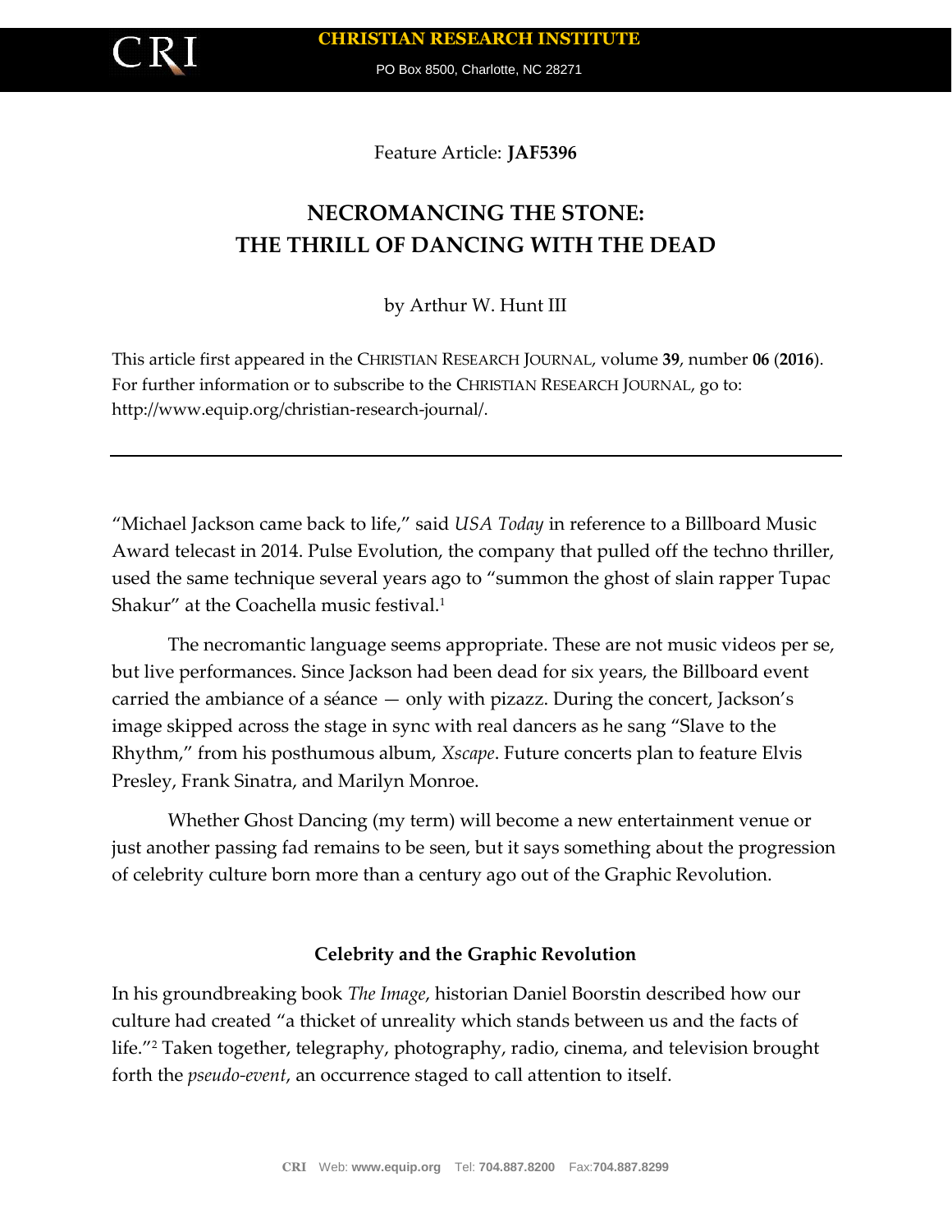CHRISTIAN RESEARCH INSTITUTE

PO Box 8500, Charlotte, NC 28271

Feature Article: **JAF5396**

# NECROMANCING THE STONE: THE THRILL OF DANCING WITH THE DEAD

by Arthur W. Hunt III

This article first appeared in the CHRISTIAN RESEARCH JOURNAL, volume **39**, number **06** (**2016**). For further information or to subscribe to the CHRISTIAN RESEARCH JOURNAL, go to: http://www.equip.org/christian-research-journal/.

---

"Michael Jackson came back to life," said *USA Today* in reference to a Billboard Music Award telecast in 2014. Pulse Evolution, the company that pulled off the techno thriller, used the same technique several years ago to "summon the ghost of slain rapper Tupac Shakur" at the Coachella music festival.[1]

The necromantic language seems appropriate. These are not music videos per se, but live performances. Since Jackson had been dead for six years, the Billboard event carried the ambiance of a séance — only with pizazz. During the concert, Jackson's image skipped across the stage in sync with real dancers as he sang "Slave to the Rhythm," from his posthumous album, *Xscape*. Future concerts plan to feature Elvis Presley, Frank Sinatra, and Marilyn Monroe.

Whether Ghost Dancing (my term) will become a new entertainment venue or just another passing fad remains to be seen, but it says something about the progression of celebrity culture born more than a century ago out of the Graphic Revolution.

## Celebrity and the Graphic Revolution

In his groundbreaking book *The Image*, historian Daniel Boorstin described how our culture had created "a thicket of unreality which stands between us and the facts of life."[2] Taken together, telegraphy, photography, radio, cinema, and television brought forth the *pseudo-event*, an occurrence staged to call attention to itself.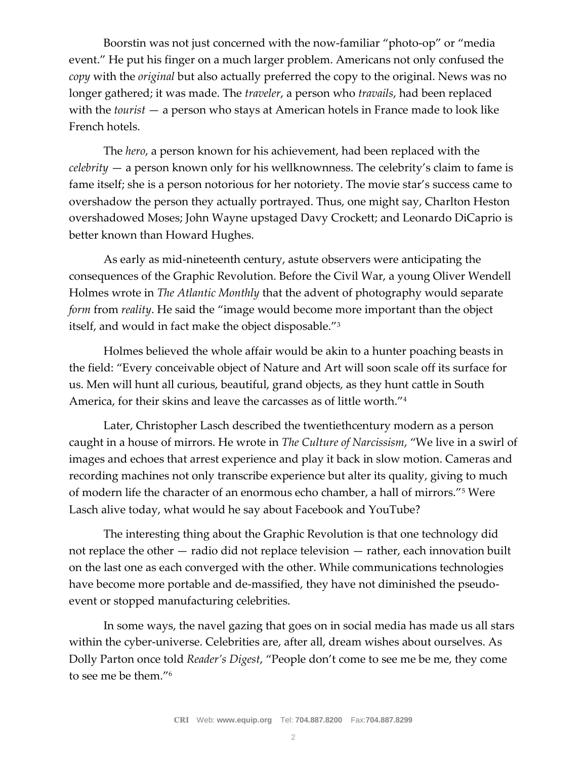Boorstin was not just concerned with the now-familiar "photo-op" or "media event." He put his finger on a much larger problem. Americans not only confused the *copy* with the *original* but also actually preferred the copy to the original. News was no longer gathered; it was made. The *traveler*, a person who *travails*, had been replaced with the *tourist* — a person who stays at American hotels in France made to look like French hotels.

The *hero*, a person known for his achievement, had been replaced with the *celebrity* — a person known only for his wellknownness. The celebrity's claim to fame is fame itself; she is a person notorious for her notoriety. The movie star's success came to overshadow the person they actually portrayed. Thus, one might say, Charlton Heston overshadowed Moses; John Wayne upstaged Davy Crockett; and Leonardo DiCaprio is better known than Howard Hughes.

As early as mid-nineteenth century, astute observers were anticipating the consequences of the Graphic Revolution. Before the Civil War, a young Oliver Wendell Holmes wrote in *The Atlantic Monthly* that the advent of photography would separate *form* from *reality*. He said the "image would become more important than the object itself, and would in fact make the object disposable."[3]

Holmes believed the whole affair would be akin to a hunter poaching beasts in the field: "Every conceivable object of Nature and Art will soon scale off its surface for us. Men will hunt all curious, beautiful, grand objects, as they hunt cattle in South America, for their skins and leave the carcasses as of little worth."[4]

Later, Christopher Lasch described the twentiethcentury modern as a person caught in a house of mirrors. He wrote in *The Culture of Narcissism*, "We live in a swirl of images and echoes that arrest experience and play it back in slow motion. Cameras and recording machines not only transcribe experience but alter its quality, giving to much of modern life the character of an enormous echo chamber, a hall of mirrors."[5] Were Lasch alive today, what would he say about Facebook and YouTube?

The interesting thing about the Graphic Revolution is that one technology did not replace the other — radio did not replace television — rather, each innovation built on the last one as each converged with the other. While communications technologies have become more portable and de-massified, they have not diminished the pseudo-event or stopped manufacturing celebrities.

In some ways, the navel gazing that goes on in social media has made us all stars within the cyber-universe. Celebrities are, after all, dream wishes about ourselves. As Dolly Parton once told *Reader's Digest*, "People don't come to see me be me, they come to see me be them."[6]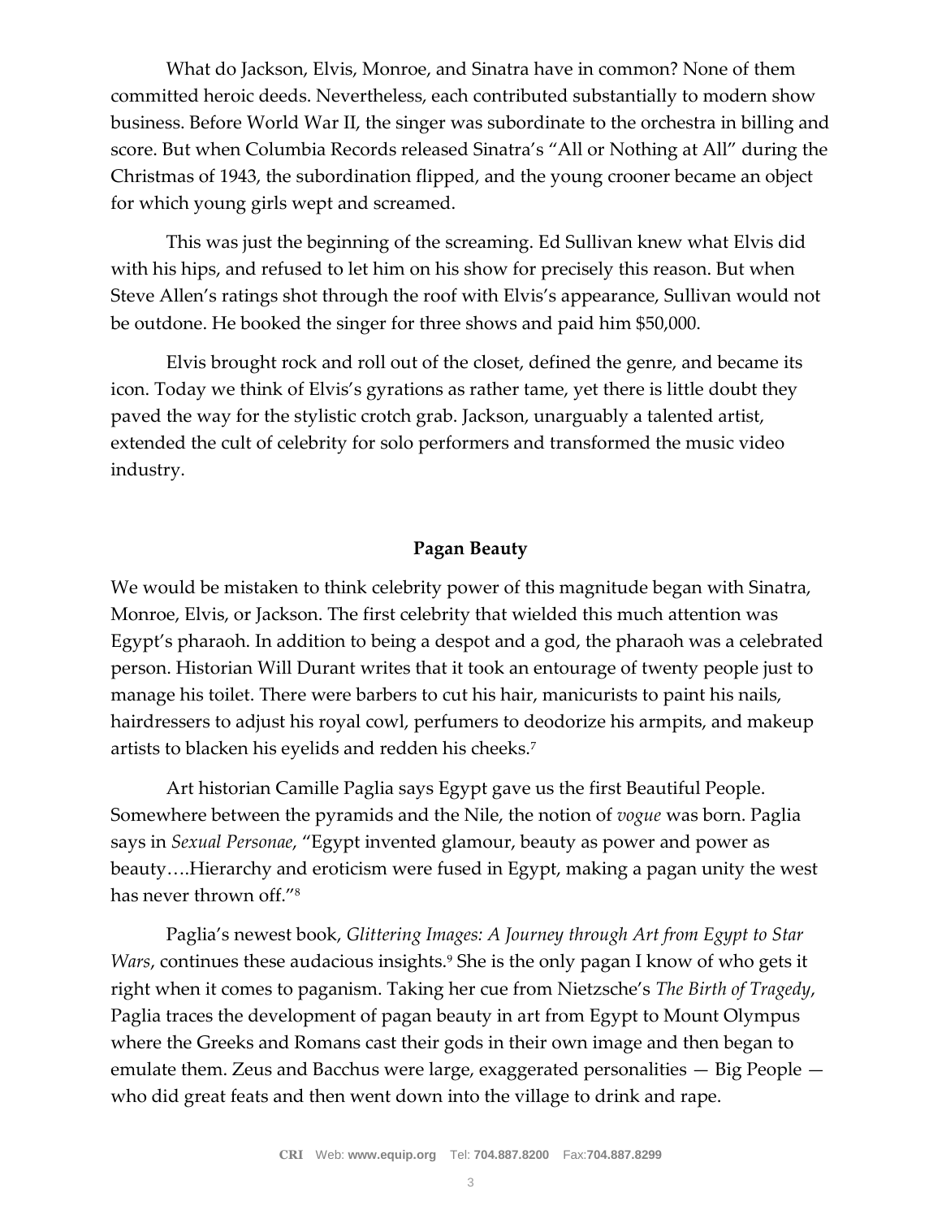What do Jackson, Elvis, Monroe, and Sinatra have in common? None of them committed heroic deeds. Nevertheless, each contributed substantially to modern show business. Before World War II, the singer was subordinate to the orchestra in billing and score. But when Columbia Records released Sinatra's "All or Nothing at All" during the Christmas of 1943, the subordination flipped, and the young crooner became an object for which young girls wept and screamed.

This was just the beginning of the screaming. Ed Sullivan knew what Elvis did with his hips, and refused to let him on his show for precisely this reason. But when Steve Allen's ratings shot through the roof with Elvis's appearance, Sullivan would not be outdone. He booked the singer for three shows and paid him $50,000.

Elvis brought rock and roll out of the closet, defined the genre, and became its icon. Today we think of Elvis's gyrations as rather tame, yet there is little doubt they paved the way for the stylistic crotch grab. Jackson, unarguably a talented artist, extended the cult of celebrity for solo performers and transformed the music video industry.

**Pagan Beauty**

We would be mistaken to think celebrity power of this magnitude began with Sinatra, Monroe, Elvis, or Jackson. The first celebrity that wielded this much attention was Egypt's pharaoh. In addition to being a despot and a god, the pharaoh was a celebrated person. Historian Will Durant writes that it took an entourage of twenty people just to manage his toilet. There were barbers to cut his hair, manicurists to paint his nails, hairdressers to adjust his royal cowl, perfumers to deodorize his armpits, and makeup artists to blacken his eyelids and redden his cheeks.[7]

Art historian Camille Paglia says Egypt gave us the first Beautiful People. Somewhere between the pyramids and the Nile, the notion of *vogue* was born. Paglia says in *Sexual Personae*, "Egypt invented glamour, beauty as power and power as beauty….Hierarchy and eroticism were fused in Egypt, making a pagan unity the west has never thrown off."[8]

Paglia's newest book, *Glittering Images: A Journey through Art from Egypt to Star Wars*, continues these audacious insights.[9] She is the only pagan I know of who gets it right when it comes to paganism. Taking her cue from Nietzsche's *The Birth of Tragedy*, Paglia traces the development of pagan beauty in art from Egypt to Mount Olympus where the Greeks and Romans cast their gods in their own image and then began to emulate them. Zeus and Bacchus were large, exaggerated personalities — Big People — who did great feats and then went down into the village to drink and rape.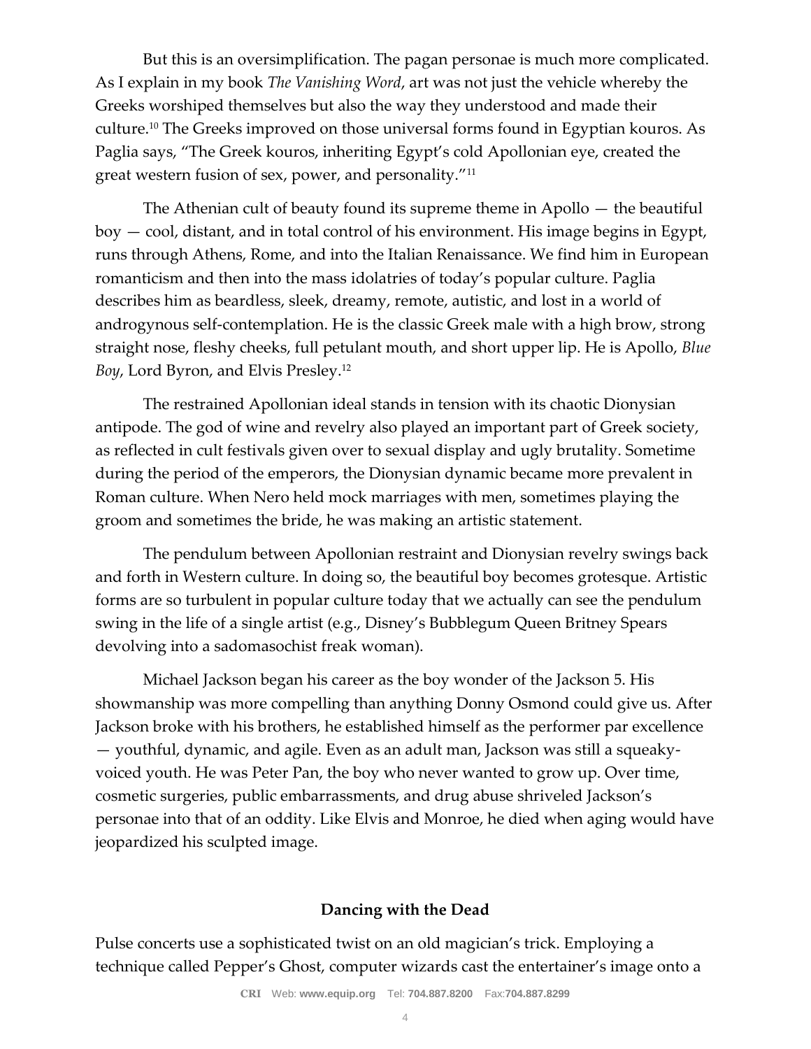But this is an oversimplification. The pagan personae is much more complicated. As I explain in my book *The Vanishing Word*, art was not just the vehicle whereby the Greeks worshiped themselves but also the way they understood and made their culture.[10] The Greeks improved on those universal forms found in Egyptian kouros. As Paglia says, "The Greek kouros, inheriting Egypt's cold Apollonian eye, created the great western fusion of sex, power, and personality."[11]

The Athenian cult of beauty found its supreme theme in Apollo — the beautiful boy — cool, distant, and in total control of his environment. His image begins in Egypt, runs through Athens, Rome, and into the Italian Renaissance. We find him in European romanticism and then into the mass idolatries of today's popular culture. Paglia describes him as beardless, sleek, dreamy, remote, autistic, and lost in a world of androgynous self-contemplation. He is the classic Greek male with a high brow, strong straight nose, fleshy cheeks, full petulant mouth, and short upper lip. He is Apollo, *Blue Boy*, Lord Byron, and Elvis Presley.[12]

The restrained Apollonian ideal stands in tension with its chaotic Dionysian antipode. The god of wine and revelry also played an important part of Greek society, as reflected in cult festivals given over to sexual display and ugly brutality. Sometime during the period of the emperors, the Dionysian dynamic became more prevalent in Roman culture. When Nero held mock marriages with men, sometimes playing the groom and sometimes the bride, he was making an artistic statement.

The pendulum between Apollonian restraint and Dionysian revelry swings back and forth in Western culture. In doing so, the beautiful boy becomes grotesque. Artistic forms are so turbulent in popular culture today that we actually can see the pendulum swing in the life of a single artist (e.g., Disney's Bubblegum Queen Britney Spears devolving into a sadomasochist freak woman).

Michael Jackson began his career as the boy wonder of the Jackson 5. His showmanship was more compelling than anything Donny Osmond could give us. After Jackson broke with his brothers, he established himself as the performer par excellence — youthful, dynamic, and agile. Even as an adult man, Jackson was still a squeaky-voiced youth. He was Peter Pan, the boy who never wanted to grow up. Over time, cosmetic surgeries, public embarrassments, and drug abuse shriveled Jackson's personae into that of an oddity. Like Elvis and Monroe, he died when aging would have jeopardized his sculpted image.

### Dancing with the Dead

Pulse concerts use a sophisticated twist on an old magician's trick. Employing a technique called Pepper's Ghost, computer wizards cast the entertainer's image onto a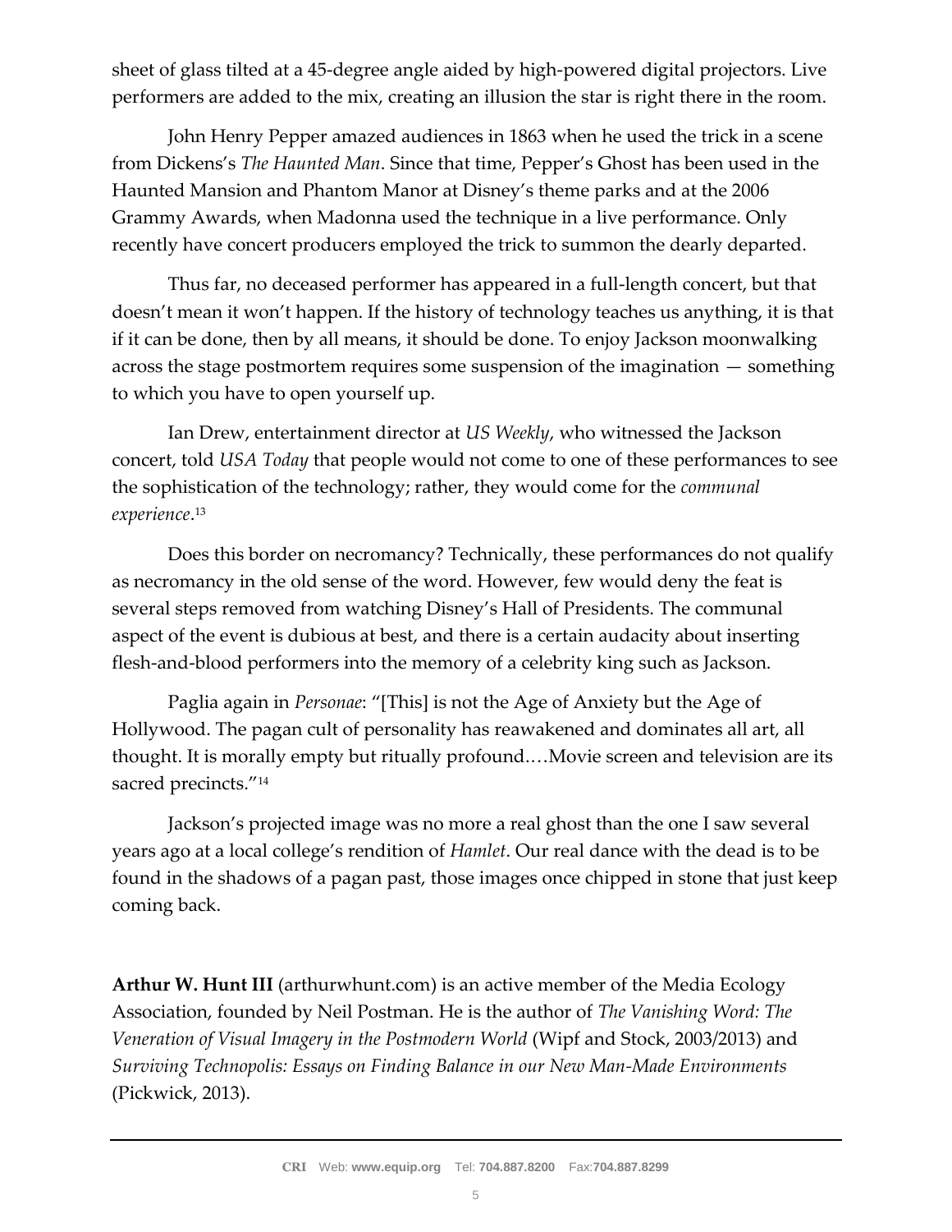sheet of glass tilted at a 45-degree angle aided by high-powered digital projectors. Live performers are added to the mix, creating an illusion the star is right there in the room.

John Henry Pepper amazed audiences in 1863 when he used the trick in a scene from Dickens's *The Haunted Man*. Since that time, Pepper's Ghost has been used in the Haunted Mansion and Phantom Manor at Disney's theme parks and at the 2006 Grammy Awards, when Madonna used the technique in a live performance. Only recently have concert producers employed the trick to summon the dearly departed.

Thus far, no deceased performer has appeared in a full-length concert, but that doesn't mean it won't happen. If the history of technology teaches us anything, it is that if it can be done, then by all means, it should be done. To enjoy Jackson moonwalking across the stage postmortem requires some suspension of the imagination — something to which you have to open yourself up.

Ian Drew, entertainment director at *US Weekly*, who witnessed the Jackson concert, told *USA Today* that people would not come to one of these performances to see the sophistication of the technology; rather, they would come for the *communal experience*.[13]

Does this border on necromancy? Technically, these performances do not qualify as necromancy in the old sense of the word. However, few would deny the feat is several steps removed from watching Disney's Hall of Presidents. The communal aspect of the event is dubious at best, and there is a certain audacity about inserting flesh-and-blood performers into the memory of a celebrity king such as Jackson.

Paglia again in *Personae*: "[This] is not the Age of Anxiety but the Age of Hollywood. The pagan cult of personality has reawakened and dominates all art, all thought. It is morally empty but ritually profound.…Movie screen and television are its sacred precincts."[14]

Jackson's projected image was no more a real ghost than the one I saw several years ago at a local college's rendition of *Hamlet*. Our real dance with the dead is to be found in the shadows of a pagan past, those images once chipped in stone that just keep coming back.

**Arthur W. Hunt III** (arthurwhunt.com) is an active member of the Media Ecology Association, founded by Neil Postman. He is the author of *The Vanishing Word: The Veneration of Visual Imagery in the Postmodern World* (Wipf and Stock, 2003/2013) and *Surviving Technopolis: Essays on Finding Balance in our New Man-Made Environments* (Pickwick, 2013).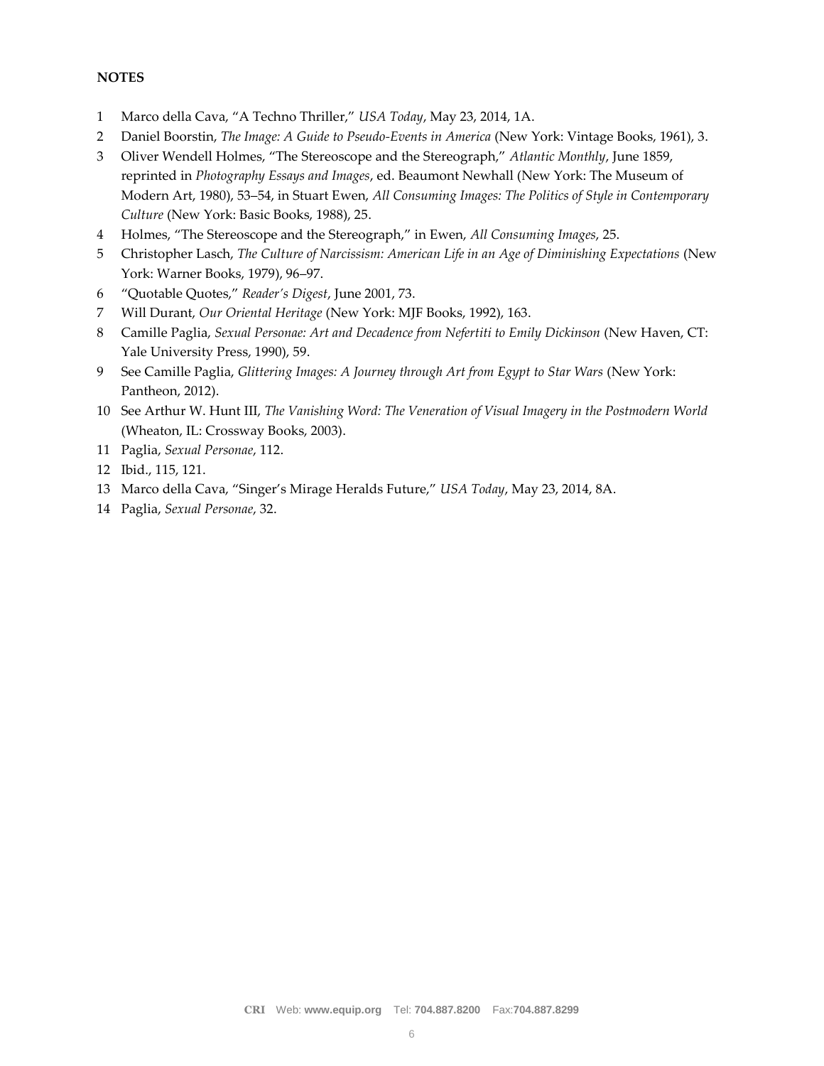**NOTES**

1. Marco della Cava, "A Techno Thriller," *USA Today*, May 23, 2014, 1A.
2. Daniel Boorstin, *The Image: A Guide to Pseudo-Events in America* (New York: Vintage Books, 1961), 3.
3. Oliver Wendell Holmes, "The Stereoscope and the Stereograph," *Atlantic Monthly*, June 1859, reprinted in *Photography Essays and Images*, ed. Beaumont Newhall (New York: The Museum of Modern Art, 1980), 53–54, in Stuart Ewen, *All Consuming Images: The Politics of Style in Contemporary Culture* (New York: Basic Books, 1988), 25.
4. Holmes, "The Stereoscope and the Stereograph," in Ewen, *All Consuming Images*, 25.
5. Christopher Lasch, *The Culture of Narcissism: American Life in an Age of Diminishing Expectations* (New York: Warner Books, 1979), 96–97.
6. "Quotable Quotes," *Reader's Digest*, June 2001, 73.
7. Will Durant, *Our Oriental Heritage* (New York: MJF Books, 1992), 163.
8. Camille Paglia, *Sexual Personae: Art and Decadence from Nefertiti to Emily Dickinson* (New Haven, CT: Yale University Press, 1990), 59.
9. See Camille Paglia, *Glittering Images: A Journey through Art from Egypt to Star Wars* (New York: Pantheon, 2012).
10. See Arthur W. Hunt III, *The Vanishing Word: The Veneration of Visual Imagery in the Postmodern World* (Wheaton, IL: Crossway Books, 2003).
11. Paglia, *Sexual Personae*, 112.
12. Ibid., 115, 121.
13. Marco della Cava, "Singer's Mirage Heralds Future," *USA Today*, May 23, 2014, 8A.
14. Paglia, *Sexual Personae*, 32.

**CRI** Web: **www.equip.org** Tel: **704.887.8200** Fax:**704.887.8299**